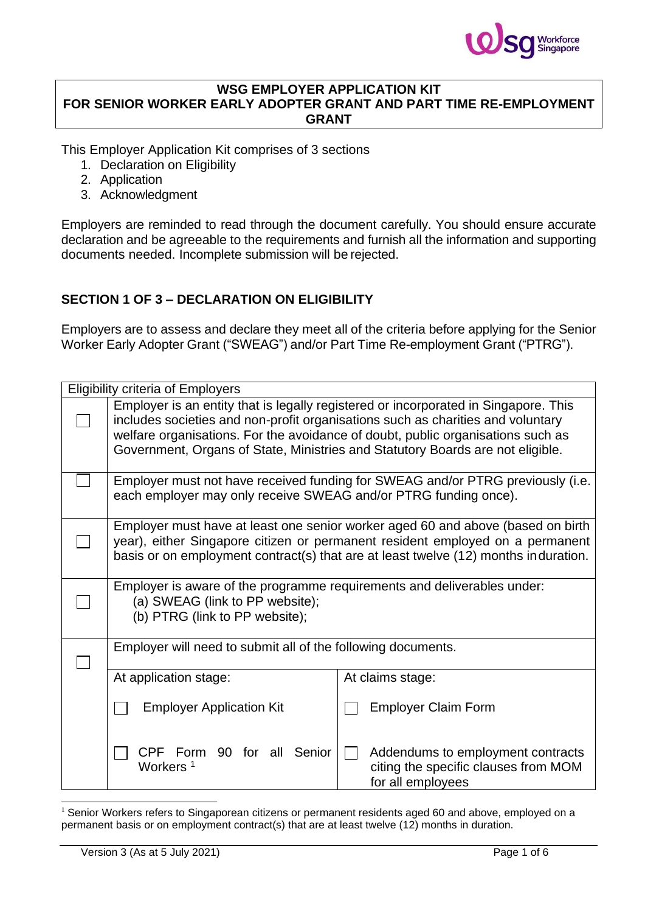**WSG EMPLOYER APPLICATION KIT**
**FOR SENIOR WORKER EARLY ADOPTER GRANT AND PART TIME RE-EMPLOYMENT GRANT**

This Employer Application Kit comprises of 3 sections

1. Declaration on Eligibility
2. Application
3. Acknowledgment

Employers are reminded to read through the document carefully. You should ensure accurate declaration and be agreeable to the requirements and furnish all the information and supporting documents needed. Incomplete submission will be rejected.

## SECTION 1 OF 3 – DECLARATION ON ELIGIBILITY

Employers are to assess and declare they meet all of the criteria before applying for the Senior Worker Early Adopter Grant ("SWEAG") and/or Part Time Re-employment Grant ("PTRG").

| Eligibility criteria of Employers | | |
|---|---|---|
| ☐ | Employer is an entity that is legally registered or incorporated in Singapore. This includes societies and non-profit organisations such as charities and voluntary welfare organisations. For the avoidance of doubt, public organisations such as Government, Organs of State, Ministries and Statutory Boards are not eligible. | |
| ☐ | Employer must not have received funding for SWEAG and/or PTRG previously (i.e. each employer may only receive SWEAG and/or PTRG funding once). | |
| ☐ | Employer must have at least one senior worker aged 60 and above (based on birth year), either Singapore citizen or permanent resident employed on a permanent basis or on employment contract(s) that are at least twelve (12) months in duration. | |
| ☐ | Employer is aware of the programme requirements and deliverables under:<br>(a) SWEAG (link to PP website);<br>(b) PTRG (link to PP website); | |
| ☐ | Employer will need to submit all of the following documents. | |
| | At application stage: | At claims stage: |
| | ☐ Employer Application Kit | ☐ Employer Claim Form |
| | ☐ CPF Form 90 for all Senior Workers [1] | ☐ Addendums to employment contracts citing the specific clauses from MOM for all employees |

[1] Senior Workers refers to Singaporean citizens or permanent residents aged 60 and above, employed on a permanent basis or on employment contract(s) that are at least twelve (12) months in duration.

Version 3 (As at 5 July 2021)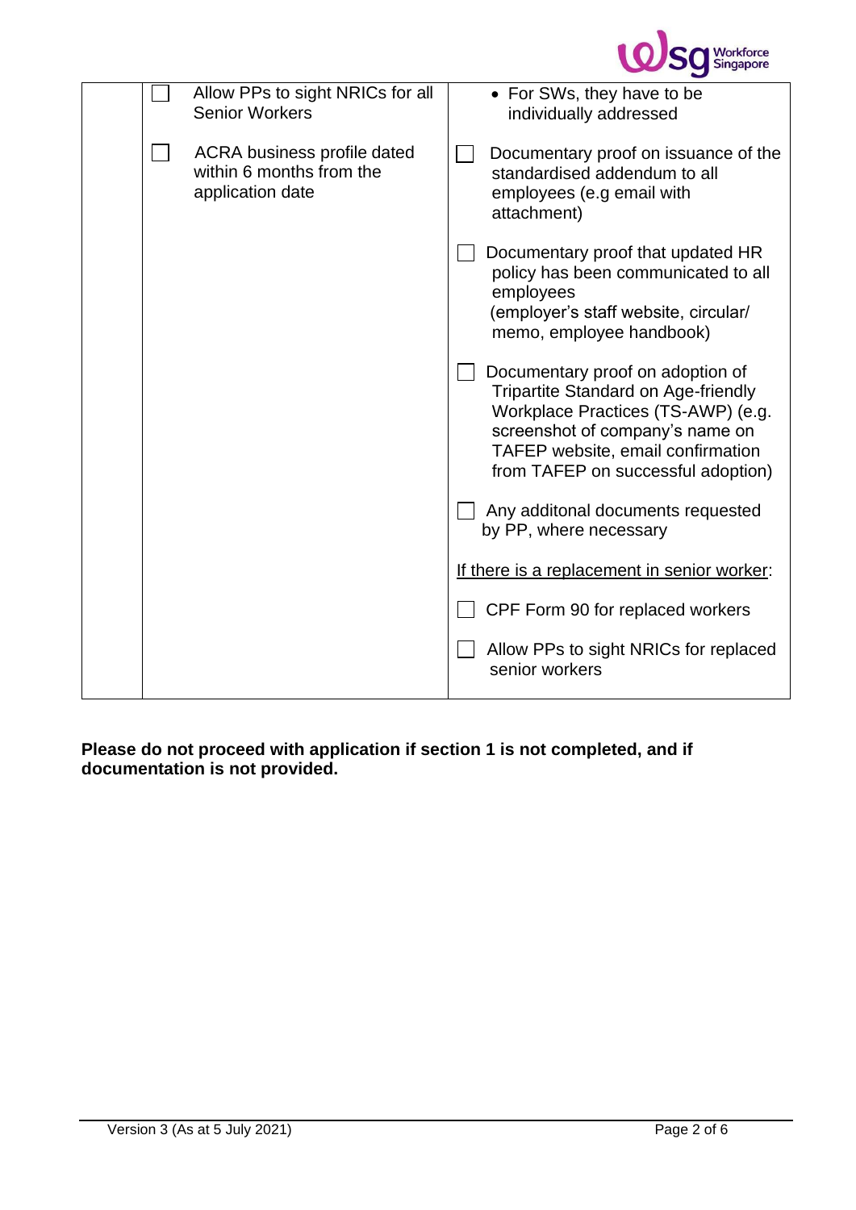| | | |
|---|---|---|
| | ☐ Allow PPs to sight NRICs for all Senior Workers<br><br>☐ ACRA business profile dated within 6 months from the application date | • For SWs, they have to be individually addressed<br><br>☐ Documentary proof on issuance of the standardised addendum to all employees (e.g email with attachment)<br><br>☐ Documentary proof that updated HR policy has been communicated to all employees (employer's staff website, circular/ memo, employee handbook)<br><br>☐ Documentary proof on adoption of Tripartite Standard on Age-friendly Workplace Practices (TS-AWP) (e.g. screenshot of company's name on TAFEP website, email confirmation from TAFEP on successful adoption)<br><br>☐ Any additonal documents requested by PP, where necessary<br><br><u>If there is a replacement in senior worker</u>:<br><br>☐ CPF Form 90 for replaced workers<br><br>☐ Allow PPs to sight NRICs for replaced senior workers |

**Please do not proceed with application if section 1 is not completed, and if documentation is not provided.**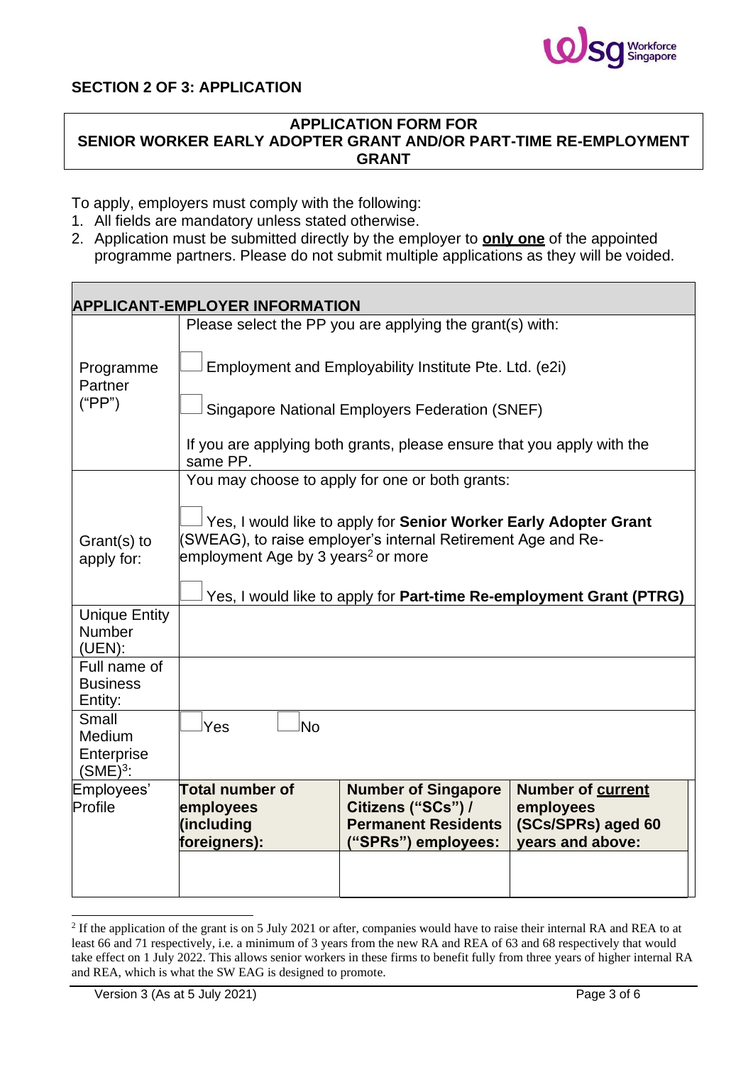## SECTION 2 OF 3: APPLICATION

### APPLICATION FORM FOR SENIOR WORKER EARLY ADOPTER GRANT AND/OR PART-TIME RE-EMPLOYMENT GRANT

To apply, employers must comply with the following:

1. All fields are mandatory unless stated otherwise.
2. Application must be submitted directly by the employer to **only one** of the appointed programme partners. Please do not submit multiple applications as they will be voided.

| **APPLICANT-EMPLOYER INFORMATION** | | | |
|---|---|---|---|
| Programme Partner ("PP") | Please select the PP you are applying the grant(s) with:<br><br>☐ Employment and Employability Institute Pte. Ltd. (e2i)<br><br>☐ Singapore National Employers Federation (SNEF)<br><br>If you are applying both grants, please ensure that you apply with the same PP. | | |
| Grant(s) to apply for: | You may choose to apply for one or both grants:<br><br>☐ Yes, I would like to apply for **Senior Worker Early Adopter Grant** (SWEAG), to raise employer's internal Retirement Age and Re-employment Age by 3 years[2] or more<br><br>☐ Yes, I would like to apply for **Part-time Re-employment Grant (PTRG)** | | |
| Unique Entity Number (UEN): | | | |
| Full name of Business Entity: | | | |
| Small Medium Enterprise (SME)[3]: | ☐ Yes ☐ No | | |
| Employees' Profile | **Total number of employees (including foreigners):** | **Number of Singapore Citizens ("SCs") / Permanent Residents ("SPRs") employees:** | **Number of current employees (SCs/SPRs) aged 60 years and above:** |
| | | | |

[2] If the application of the grant is on 5 July 2021 or after, companies would have to raise their internal RA and REA to at least 66 and 71 respectively, i.e. a minimum of 3 years from the new RA and REA of 63 and 68 respectively that would take effect on 1 July 2022. This allows senior workers in these firms to benefit fully from three years of higher internal RA and REA, which is what the SW EAG is designed to promote.

Version 3 (As at 5 July 2021)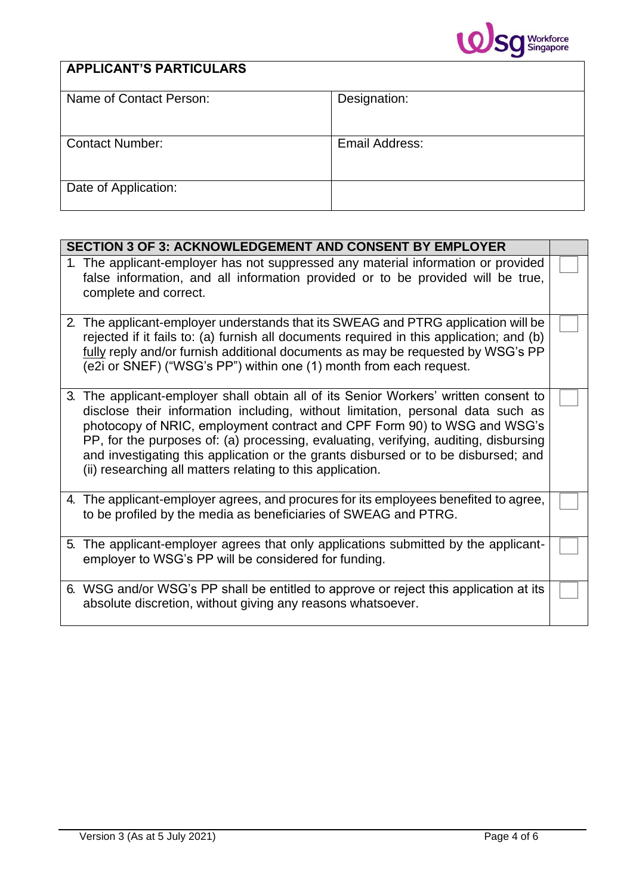| APPLICANT'S PARTICULARS | |
|---|---|
| Name of Contact Person: | Designation: |
| Contact Number: | Email Address: |
| Date of Application: | |

| SECTION 3 OF 3: ACKNOWLEDGEMENT AND CONSENT BY EMPLOYER | |
|---|---|
| 1. The applicant-employer has not suppressed any material information or provided false information, and all information provided or to be provided will be true, complete and correct. | ☐ |
| 2. The applicant-employer understands that its SWEAG and PTRG application will be rejected if it fails to: (a) furnish all documents required in this application; and (b) <u>fully</u> reply and/or furnish additional documents as may be requested by WSG's PP (e2i or SNEF) ("WSG's PP") within one (1) month from each request. | ☐ |
| 3. The applicant-employer shall obtain all of its Senior Workers' written consent to disclose their information including, without limitation, personal data such as photocopy of NRIC, employment contract and CPF Form 90) to WSG and WSG's PP, for the purposes of: (a) processing, evaluating, verifying, auditing, disbursing and investigating this application or the grants disbursed or to be disbursed; and (ii) researching all matters relating to this application. | ☐ |
| 4. The applicant-employer agrees, and procures for its employees benefited to agree, to be profiled by the media as beneficiaries of SWEAG and PTRG. | ☐ |
| 5. The applicant-employer agrees that only applications submitted by the applicant-employer to WSG's PP will be considered for funding. | ☐ |
| 6. WSG and/or WSG's PP shall be entitled to approve or reject this application at its absolute discretion, without giving any reasons whatsoever. | ☐ |

Version 3 (As at 5 July 2021)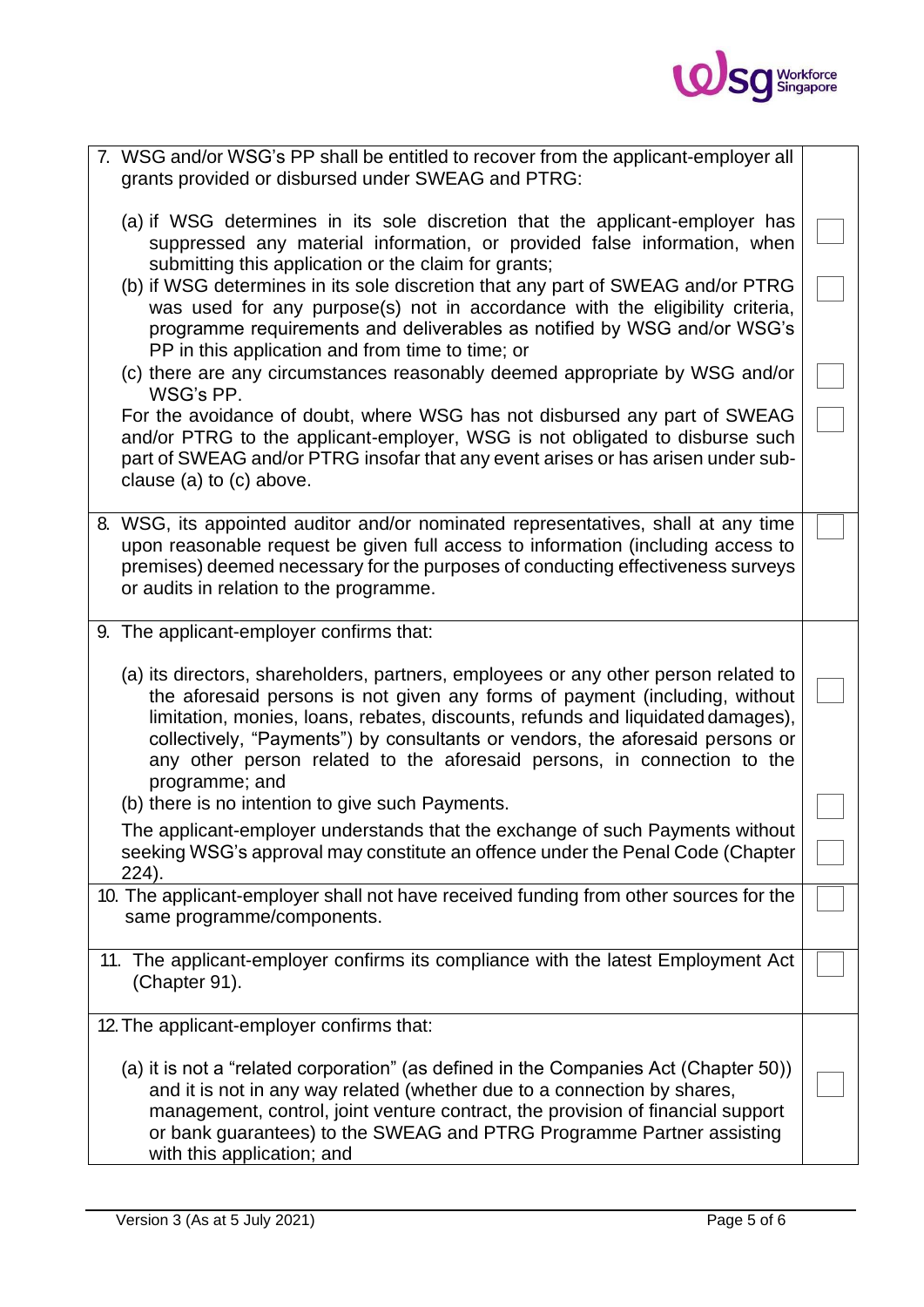| | |
|---|---|
| 7. WSG and/or WSG's PP shall be entitled to recover from the applicant-employer all grants provided or disbursed under SWEAG and PTRG:<br><br>(a) if WSG determines in its sole discretion that the applicant-employer has suppressed any material information, or provided false information, when submitting this application or the claim for grants;<br>(b) if WSG determines in its sole discretion that any part of SWEAG and/or PTRG was used for any purpose(s) not in accordance with the eligibility criteria, programme requirements and deliverables as notified by WSG and/or WSG's PP in this application and from time to time; or<br>(c) there are any circumstances reasonably deemed appropriate by WSG and/or WSG's PP.<br>For the avoidance of doubt, where WSG has not disbursed any part of SWEAG and/or PTRG to the applicant-employer, WSG is not obligated to disburse such part of SWEAG and/or PTRG insofar that any event arises or has arisen under sub-clause (a) to (c) above. | ☐<br>☐<br>☐<br>☐ |
| 8. WSG, its appointed auditor and/or nominated representatives, shall at any time upon reasonable request be given full access to information (including access to premises) deemed necessary for the purposes of conducting effectiveness surveys or audits in relation to the programme. | ☐ |
| 9. The applicant-employer confirms that:<br><br>(a) its directors, shareholders, partners, employees or any other person related to the aforesaid persons is not given any forms of payment (including, without limitation, monies, loans, rebates, discounts, refunds and liquidated damages), collectively, "Payments") by consultants or vendors, the aforesaid persons or any other person related to the aforesaid persons, in connection to the programme; and<br>(b) there is no intention to give such Payments.<br>The applicant-employer understands that the exchange of such Payments without seeking WSG's approval may constitute an offence under the Penal Code (Chapter 224). | ☐<br>☐<br>☐ |
| 10. The applicant-employer shall not have received funding from other sources for the same programme/components. | ☐ |
| 11. The applicant-employer confirms its compliance with the latest Employment Act (Chapter 91). | ☐ |
| 12. The applicant-employer confirms that:<br><br>(a) it is not a "related corporation" (as defined in the Companies Act (Chapter 50)) and it is not in any way related (whether due to a connection by shares, management, control, joint venture contract, the provision of financial support or bank guarantees) to the SWEAG and PTRG Programme Partner assisting with this application; and | ☐ |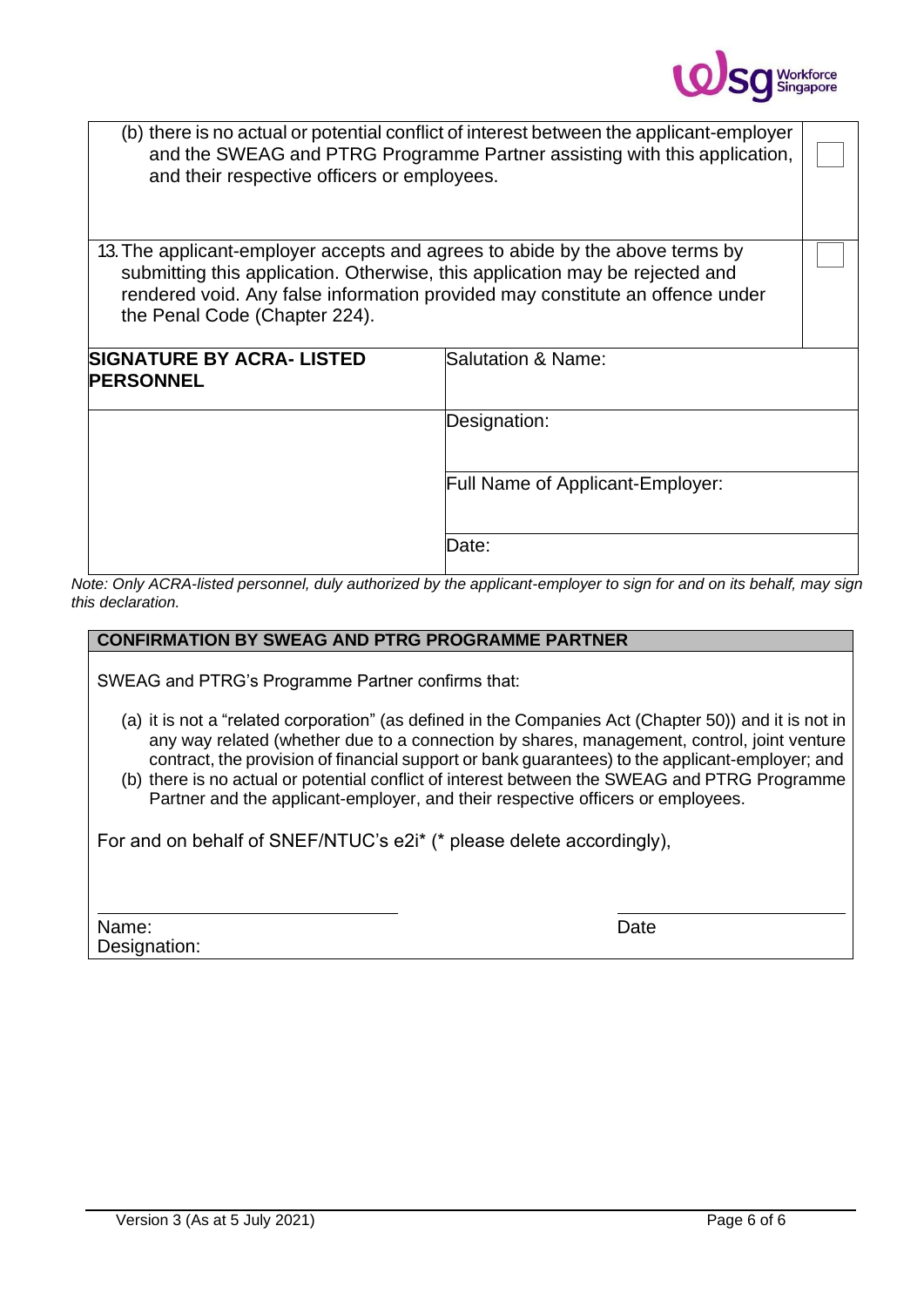| | |
|---|---|
| (b) there is no actual or potential conflict of interest between the applicant-employer and the SWEAG and PTRG Programme Partner assisting with this application, and their respective officers or employees. | ☐ |
| 13. The applicant-employer accepts and agrees to abide by the above terms by submitting this application. Otherwise, this application may be rejected and rendered void. Any false information provided may constitute an offence under the Penal Code (Chapter 224). | ☐ |

| **SIGNATURE BY ACRA- LISTED PERSONNEL** | Salutation & Name: |
|---|---|
| | Designation: |
| | Full Name of Applicant-Employer: |
| | Date: |

*Note: Only ACRA-listed personnel, duly authorized by the applicant-employer to sign for and on its behalf, may sign this declaration.*

**CONFIRMATION BY SWEAG AND PTRG PROGRAMME PARTNER**

SWEAG and PTRG's Programme Partner confirms that:

(a) it is not a "related corporation" (as defined in the Companies Act (Chapter 50)) and it is not in any way related (whether due to a connection by shares, management, control, joint venture contract, the provision of financial support or bank guarantees) to the applicant-employer; and

(b) there is no actual or potential conflict of interest between the SWEAG and PTRG Programme Partner and the applicant-employer, and their respective officers or employees.

For and on behalf of SNEF/NTUC's e2i* (* please delete accordingly),

Name: \_\_\_\_\_\_\_\_\_\_\_\_\_\_\_\_\_\_\_\_

Designation:

Date \_\_\_\_\_\_\_\_\_\_\_\_\_\_\_\_\_\_\_\_

Version 3 (As at 5 July 2021)